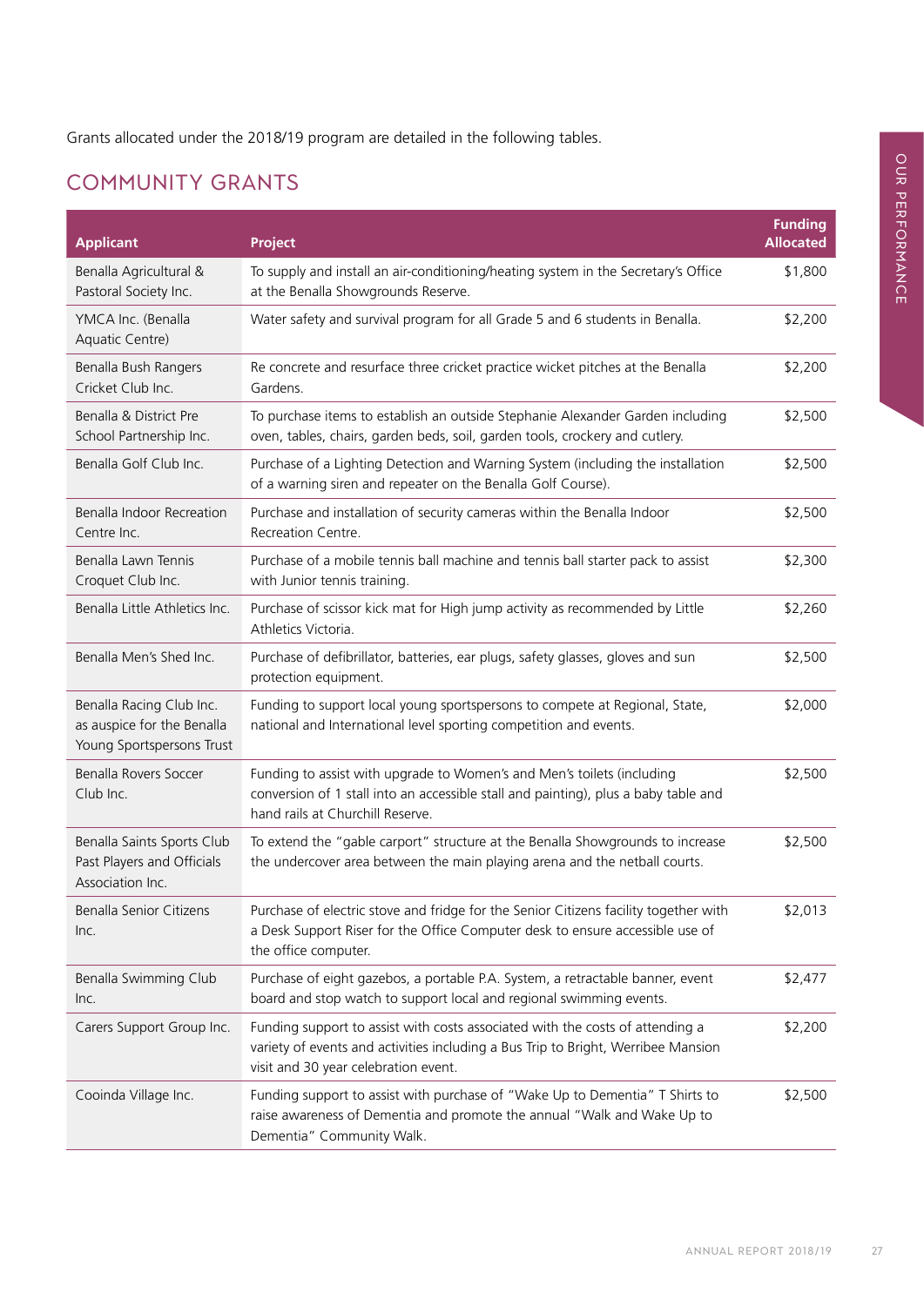Grants allocated under the 2018/19 program are detailed in the following tables.

## COMMUNITY GRANTS

| Applicant | Project | Funding Allocated |
|---|---|---|
| Benalla Agricultural & Pastoral Society Inc. | To supply and install an air-conditioning/heating system in the Secretary's Office at the Benalla Showgrounds Reserve. | $1,800 |
| YMCA Inc. (Benalla Aquatic Centre) | Water safety and survival program for all Grade 5 and 6 students in Benalla. | $2,200 |
| Benalla Bush Rangers Cricket Club Inc. | Re concrete and resurface three cricket practice wicket pitches at the Benalla Gardens. | $2,200 |
| Benalla & District Pre School Partnership Inc. | To purchase items to establish an outside Stephanie Alexander Garden including oven, tables, chairs, garden beds, soil, garden tools, crockery and cutlery. | $2,500 |
| Benalla Golf Club Inc. | Purchase of a Lighting Detection and Warning System (including the installation of a warning siren and repeater on the Benalla Golf Course). | $2,500 |
| Benalla Indoor Recreation Centre Inc. | Purchase and installation of security cameras within the Benalla Indoor Recreation Centre. | $2,500 |
| Benalla Lawn Tennis Croquet Club Inc. | Purchase of a mobile tennis ball machine and tennis ball starter pack to assist with Junior tennis training. | $2,300 |
| Benalla Little Athletics Inc. | Purchase of scissor kick mat for High jump activity as recommended by Little Athletics Victoria. | $2,260 |
| Benalla Men's Shed Inc. | Purchase of defibrillator, batteries, ear plugs, safety glasses, gloves and sun protection equipment. | $2,500 |
| Benalla Racing Club Inc. as auspice for the Benalla Young Sportspersons Trust | Funding to support local young sportspersons to compete at Regional, State, national and International level sporting competition and events. | $2,000 |
| Benalla Rovers Soccer Club Inc. | Funding to assist with upgrade to Women's and Men's toilets (including conversion of 1 stall into an accessible stall and painting), plus a baby table and hand rails at Churchill Reserve. | $2,500 |
| Benalla Saints Sports Club Past Players and Officials Association Inc. | To extend the "gable carport" structure at the Benalla Showgrounds to increase the undercover area between the main playing arena and the netball courts. | $2,500 |
| Benalla Senior Citizens Inc. | Purchase of electric stove and fridge for the Senior Citizens facility together with a Desk Support Riser for the Office Computer desk to ensure accessible use of the office computer. | $2,013 |
| Benalla Swimming Club Inc. | Purchase of eight gazebos, a portable P.A. System, a retractable banner, event board and stop watch to support local and regional swimming events. | $2,477 |
| Carers Support Group Inc. | Funding support to assist with costs associated with the costs of attending a variety of events and activities including a Bus Trip to Bright, Werribee Mansion visit and 30 year celebration event. | $2,200 |
| Cooinda Village Inc. | Funding support to assist with purchase of "Wake Up to Dementia" T Shirts to raise awareness of Dementia and promote the annual "Walk and Wake Up to Dementia" Community Walk. | $2,500 |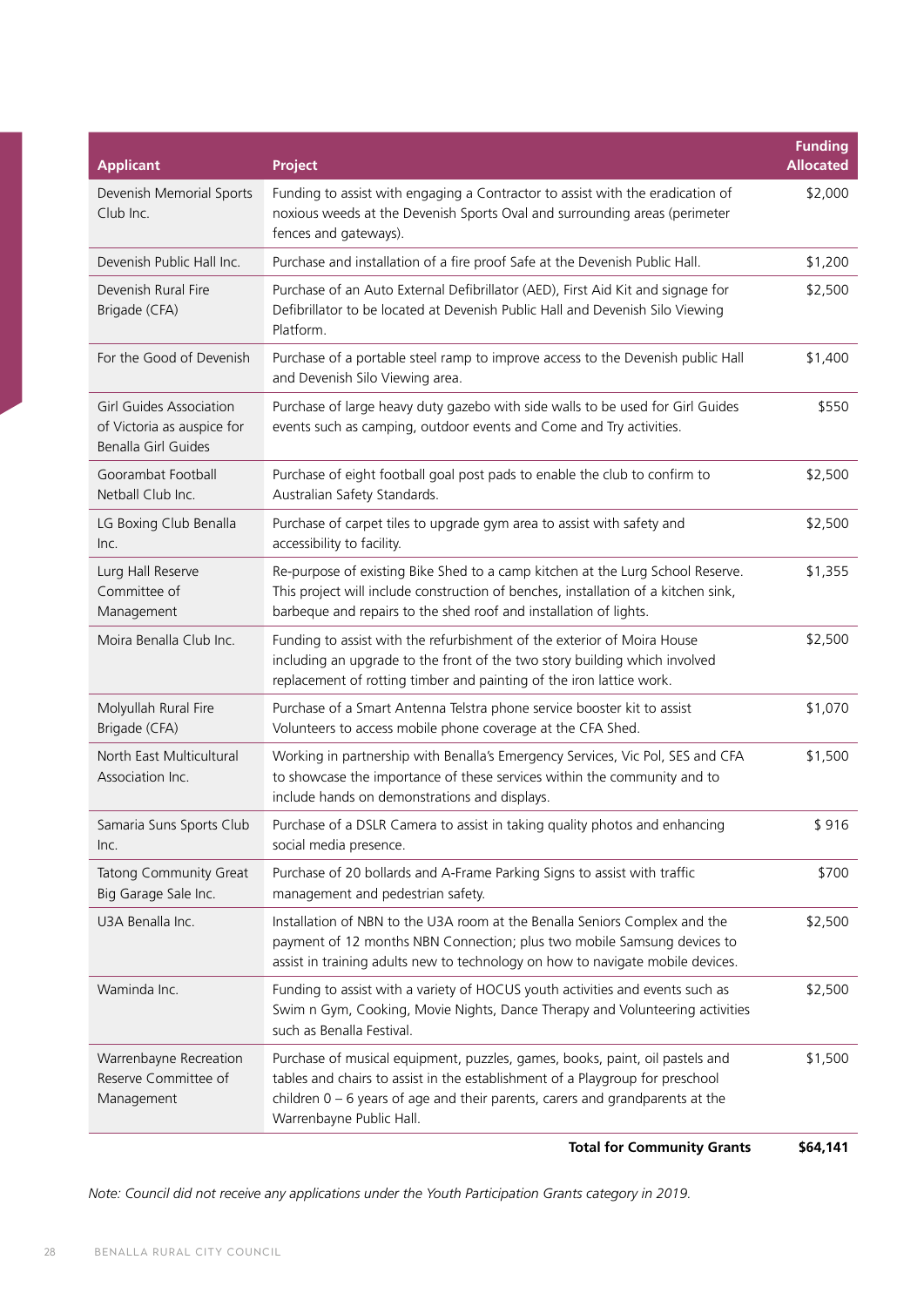| Applicant | Project | Funding Allocated |
|---|---|---|
| Devenish Memorial Sports Club Inc. | Funding to assist with engaging a Contractor to assist with the eradication of noxious weeds at the Devenish Sports Oval and surrounding areas (perimeter fences and gateways). | $2,000 |
| Devenish Public Hall Inc. | Purchase and installation of a fire proof Safe at the Devenish Public Hall. | $1,200 |
| Devenish Rural Fire Brigade (CFA) | Purchase of an Auto External Defibrillator (AED), First Aid Kit and signage for Defibrillator to be located at Devenish Public Hall and Devenish Silo Viewing Platform. | $2,500 |
| For the Good of Devenish | Purchase of a portable steel ramp to improve access to the Devenish public Hall and Devenish Silo Viewing area. | $1,400 |
| Girl Guides Association of Victoria as auspice for Benalla Girl Guides | Purchase of large heavy duty gazebo with side walls to be used for Girl Guides events such as camping, outdoor events and Come and Try activities. | $550 |
| Goorambat Football Netball Club Inc. | Purchase of eight football goal post pads to enable the club to confirm to Australian Safety Standards. | $2,500 |
| LG Boxing Club Benalla Inc. | Purchase of carpet tiles to upgrade gym area to assist with safety and accessibility to facility. | $2,500 |
| Lurg Hall Reserve Committee of Management | Re-purpose of existing Bike Shed to a camp kitchen at the Lurg School Reserve. This project will include construction of benches, installation of a kitchen sink, barbeque and repairs to the shed roof and installation of lights. | $1,355 |
| Moira Benalla Club Inc. | Funding to assist with the refurbishment of the exterior of Moira House including an upgrade to the front of the two story building which involved replacement of rotting timber and painting of the iron lattice work. | $2,500 |
| Molyullah Rural Fire Brigade (CFA) | Purchase of a Smart Antenna Telstra phone service booster kit to assist Volunteers to access mobile phone coverage at the CFA Shed. | $1,070 |
| North East Multicultural Association Inc. | Working in partnership with Benalla's Emergency Services, Vic Pol, SES and CFA to showcase the importance of these services within the community and to include hands on demonstrations and displays. | $1,500 |
| Samaria Suns Sports Club Inc. | Purchase of a DSLR Camera to assist in taking quality photos and enhancing social media presence. | $ 916 |
| Tatong Community Great Big Garage Sale Inc. | Purchase of 20 bollards and A-Frame Parking Signs to assist with traffic management and pedestrian safety. | $700 |
| U3A Benalla Inc. | Installation of NBN to the U3A room at the Benalla Seniors Complex and the payment of 12 months NBN Connection; plus two mobile Samsung devices to assist in training adults new to technology on how to navigate mobile devices. | $2,500 |
| Waminda Inc. | Funding to assist with a variety of HOCUS youth activities and events such as Swim n Gym, Cooking, Movie Nights, Dance Therapy and Volunteering activities such as Benalla Festival. | $2,500 |
| Warrenbayne Recreation Reserve Committee of Management | Purchase of musical equipment, puzzles, games, books, paint, oil pastels and tables and chairs to assist in the establishment of a Playgroup for preschool children 0 – 6 years of age and their parents, carers and grandparents at the Warrenbayne Public Hall. | $1,500 |
| | **Total for Community Grants** | **$64,141** |

*Note: Council did not receive any applications under the Youth Participation Grants category in 2019.*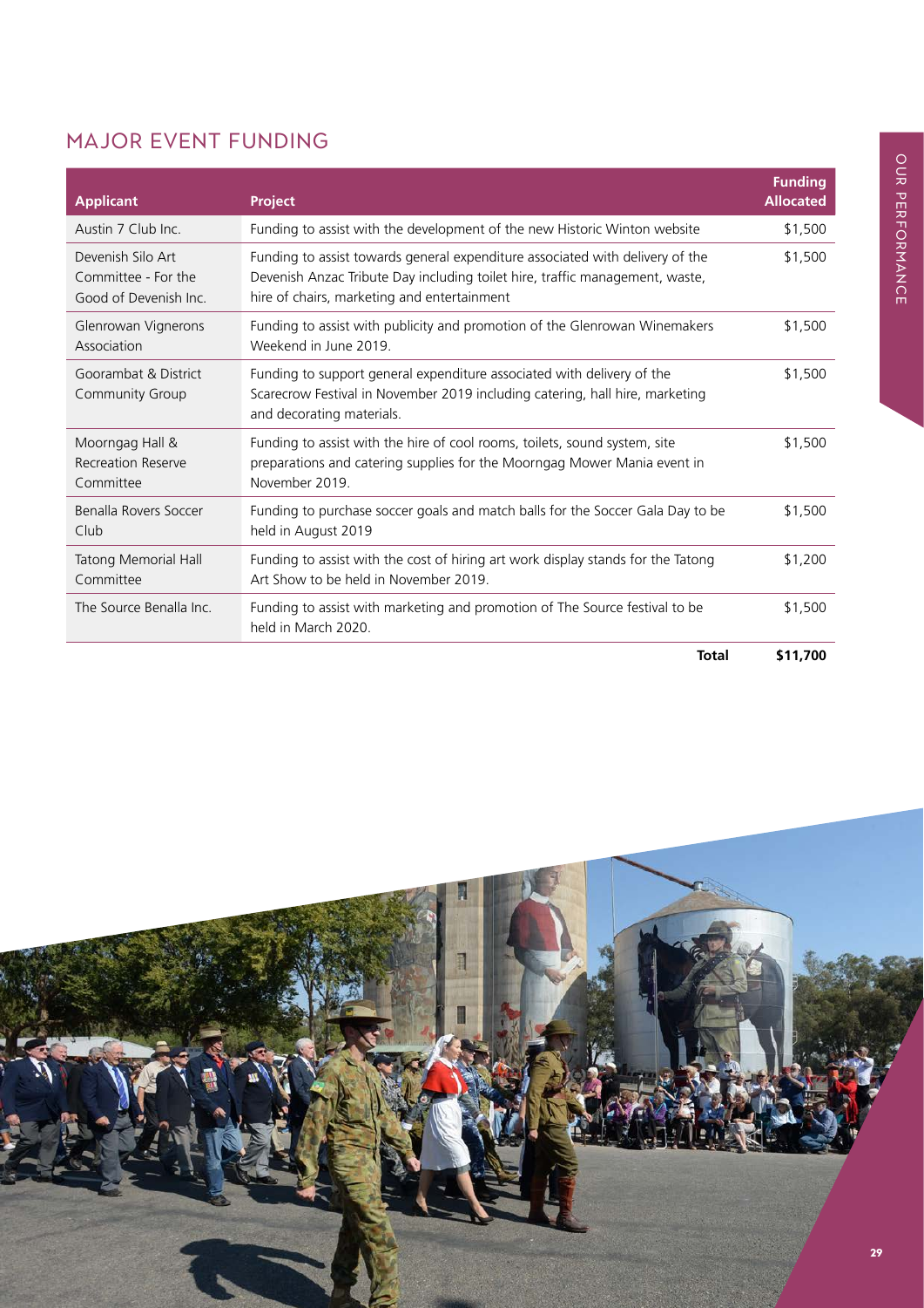## MAJOR EVENT FUNDING

| Applicant | Project | Funding Allocated |
|---|---|---|
| Austin 7 Club Inc. | Funding to assist with the development of the new Historic Winton website | $1,500 |
| Devenish Silo Art Committee - For the Good of Devenish Inc. | Funding to assist towards general expenditure associated with delivery of the Devenish Anzac Tribute Day including toilet hire, traffic management, waste, hire of chairs, marketing and entertainment | $1,500 |
| Glenrowan Vignerons Association | Funding to assist with publicity and promotion of the Glenrowan Winemakers Weekend in June 2019. | $1,500 |
| Goorambat & District Community Group | Funding to support general expenditure associated with delivery of the Scarecrow Festival in November 2019 including catering, hall hire, marketing and decorating materials. | $1,500 |
| Moorngag Hall & Recreation Reserve Committee | Funding to assist with the hire of cool rooms, toilets, sound system, site preparations and catering supplies for the Moorngag Mower Mania event in November 2019. | $1,500 |
| Benalla Rovers Soccer Club | Funding to purchase soccer goals and match balls for the Soccer Gala Day to be held in August 2019 | $1,500 |
| Tatong Memorial Hall Committee | Funding to assist with the cost of hiring art work display stands for the Tatong Art Show to be held in November 2019. | $1,200 |
| The Source Benalla Inc. | Funding to assist with marketing and promotion of The Source festival to be held in March 2020. | $1,500 |
| | **Total** | **$11,700** |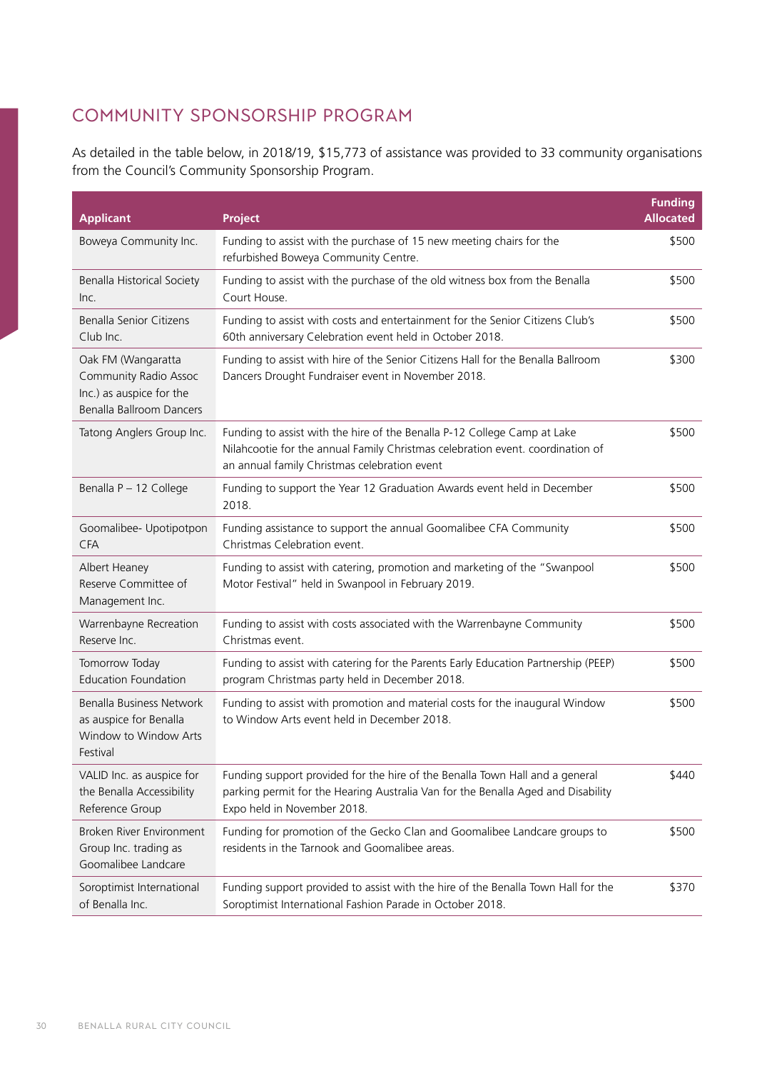## COMMUNITY SPONSORSHIP PROGRAM

As detailed in the table below, in 2018/19, $15,773 of assistance was provided to 33 community organisations from the Council's Community Sponsorship Program.

| Applicant | Project | Funding Allocated |
|---|---|---|
| Boweya Community Inc. | Funding to assist with the purchase of 15 new meeting chairs for the refurbished Boweya Community Centre. | $500 |
| Benalla Historical Society Inc. | Funding to assist with the purchase of the old witness box from the Benalla Court House. | $500 |
| Benalla Senior Citizens Club Inc. | Funding to assist with costs and entertainment for the Senior Citizens Club's 60th anniversary Celebration event held in October 2018. | $500 |
| Oak FM (Wangaratta Community Radio Assoc Inc.) as auspice for the Benalla Ballroom Dancers | Funding to assist with hire of the Senior Citizens Hall for the Benalla Ballroom Dancers Drought Fundraiser event in November 2018. | $300 |
| Tatong Anglers Group Inc. | Funding to assist with the hire of the Benalla P-12 College Camp at Lake Nilahcootie for the annual Family Christmas celebration event. coordination of an annual family Christmas celebration event | $500 |
| Benalla P – 12 College | Funding to support the Year 12 Graduation Awards event held in December 2018. | $500 |
| Goomalibee- Upotipotpon CFA | Funding assistance to support the annual Goomalibee CFA Community Christmas Celebration event. | $500 |
| Albert Heaney Reserve Committee of Management Inc. | Funding to assist with catering, promotion and marketing of the "Swanpool Motor Festival" held in Swanpool in February 2019. | $500 |
| Warrenbayne Recreation Reserve Inc. | Funding to assist with costs associated with the Warrenbayne Community Christmas event. | $500 |
| Tomorrow Today Education Foundation | Funding to assist with catering for the Parents Early Education Partnership (PEEP) program Christmas party held in December 2018. | $500 |
| Benalla Business Network as auspice for Benalla Window to Window Arts Festival | Funding to assist with promotion and material costs for the inaugural Window to Window Arts event held in December 2018. | $500 |
| VALID Inc. as auspice for the Benalla Accessibility Reference Group | Funding support provided for the hire of the Benalla Town Hall and a general parking permit for the Hearing Australia Van for the Benalla Aged and Disability Expo held in November 2018. | $440 |
| Broken River Environment Group Inc. trading as Goomalibee Landcare | Funding for promotion of the Gecko Clan and Goomalibee Landcare groups to residents in the Tarnook and Goomalibee areas. | $500 |
| Soroptimist International of Benalla Inc. | Funding support provided to assist with the hire of the Benalla Town Hall for the Soroptimist International Fashion Parade in October 2018. | $370 |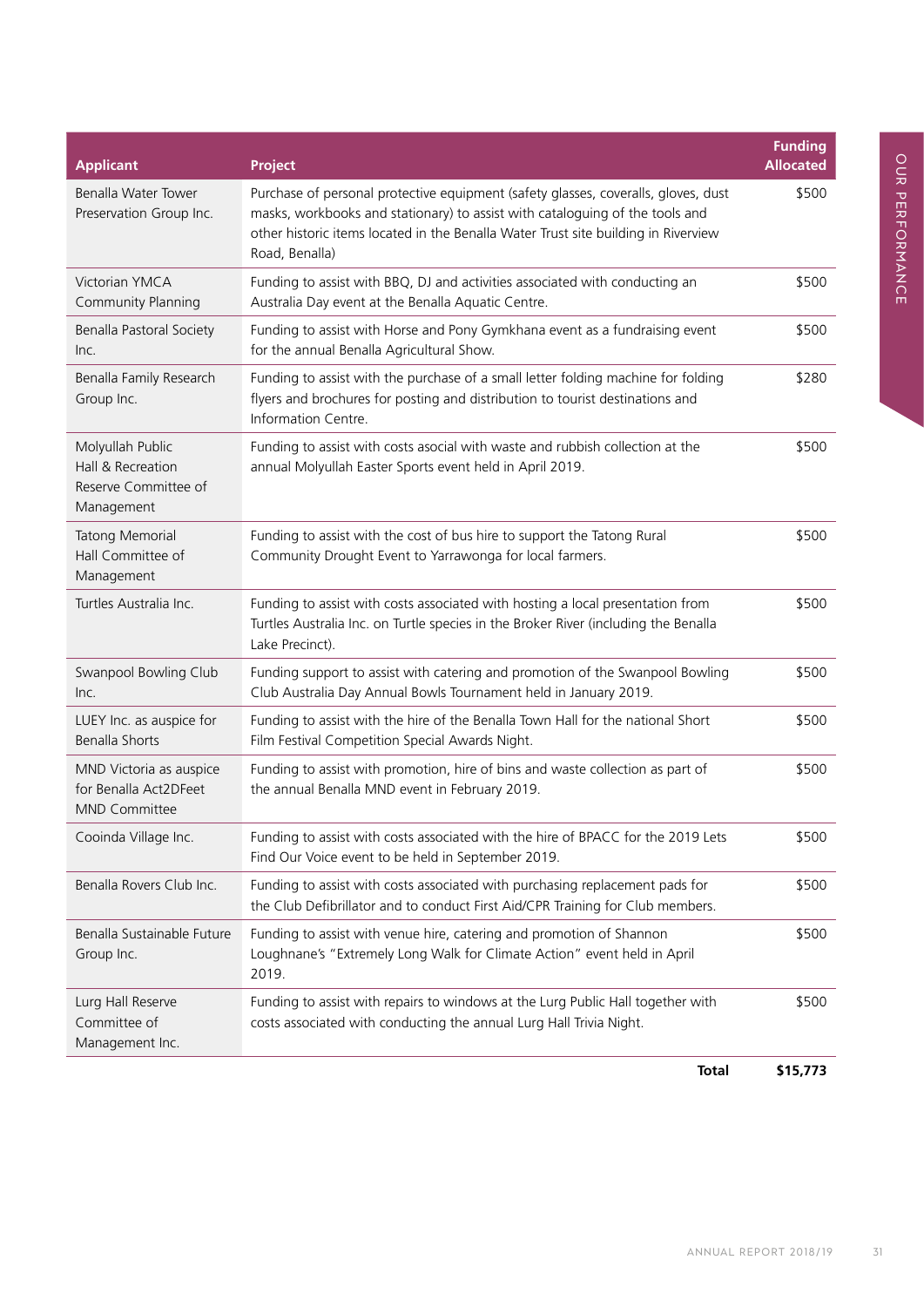| Applicant | Project | Funding Allocated |
|---|---|---|
| Benalla Water Tower Preservation Group Inc. | Purchase of personal protective equipment (safety glasses, coveralls, gloves, dust masks, workbooks and stationary) to assist with cataloguing of the tools and other historic items located in the Benalla Water Trust site building in Riverview Road, Benalla) | $500 |
| Victorian YMCA Community Planning | Funding to assist with BBQ, DJ and activities associated with conducting an Australia Day event at the Benalla Aquatic Centre. | $500 |
| Benalla Pastoral Society Inc. | Funding to assist with Horse and Pony Gymkhana event as a fundraising event for the annual Benalla Agricultural Show. | $500 |
| Benalla Family Research Group Inc. | Funding to assist with the purchase of a small letter folding machine for folding flyers and brochures for posting and distribution to tourist destinations and Information Centre. | $280 |
| Molyullah Public Hall & Recreation Reserve Committee of Management | Funding to assist with costs asocial with waste and rubbish collection at the annual Molyullah Easter Sports event held in April 2019. | $500 |
| Tatong Memorial Hall Committee of Management | Funding to assist with the cost of bus hire to support the Tatong Rural Community Drought Event to Yarrawonga for local farmers. | $500 |
| Turtles Australia Inc. | Funding to assist with costs associated with hosting a local presentation from Turtles Australia Inc. on Turtle species in the Broker River (including the Benalla Lake Precinct). | $500 |
| Swanpool Bowling Club Inc. | Funding support to assist with catering and promotion of the Swanpool Bowling Club Australia Day Annual Bowls Tournament held in January 2019. | $500 |
| LUEY Inc. as auspice for Benalla Shorts | Funding to assist with the hire of the Benalla Town Hall for the national Short Film Festival Competition Special Awards Night. | $500 |
| MND Victoria as auspice for Benalla Act2DFeet MND Committee | Funding to assist with promotion, hire of bins and waste collection as part of the annual Benalla MND event in February 2019. | $500 |
| Cooinda Village Inc. | Funding to assist with costs associated with the hire of BPACC for the 2019 Lets Find Our Voice event to be held in September 2019. | $500 |
| Benalla Rovers Club Inc. | Funding to assist with costs associated with purchasing replacement pads for the Club Defibrillator and to conduct First Aid/CPR Training for Club members. | $500 |
| Benalla Sustainable Future Group Inc. | Funding to assist with venue hire, catering and promotion of Shannon Loughnane's "Extremely Long Walk for Climate Action" event held in April 2019. | $500 |
| Lurg Hall Reserve Committee of Management Inc. | Funding to assist with repairs to windows at the Lurg Public Hall together with costs associated with conducting the annual Lurg Hall Trivia Night. | $500 |
| | **Total** | **$15,773** |